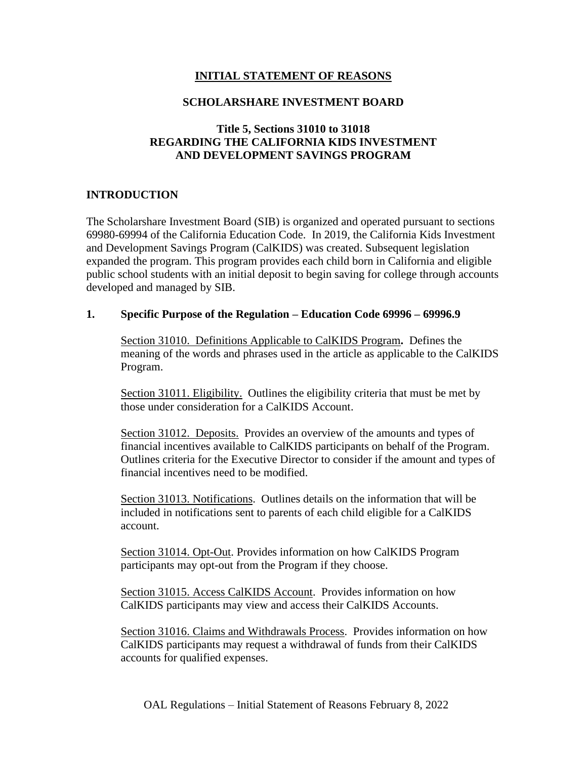# INITIAL STATEMENT OF REASONS

## SCHOLARSHARE INVESTMENT BOARD

### Title 5, Sections 31010 to 31018
### REGARDING THE CALIFORNIA KIDS INVESTMENT AND DEVELOPMENT SAVINGS PROGRAM

## INTRODUCTION

The Scholarshare Investment Board (SIB) is organized and operated pursuant to sections 69980-69994 of the California Education Code. In 2019, the California Kids Investment and Development Savings Program (CalKIDS) was created. Subsequent legislation expanded the program. This program provides each child born in California and eligible public school students with an initial deposit to begin saving for college through accounts developed and managed by SIB.

## 1. Specific Purpose of the Regulation – Education Code 69996 – 69996.9

<u>Section 31010. Definitions Applicable to CalKIDS Program</u>**.** Defines the meaning of the words and phrases used in the article as applicable to the CalKIDS Program.

<u>Section 31011. Eligibility.</u> Outlines the eligibility criteria that must be met by those under consideration for a CalKIDS Account.

<u>Section 31012. Deposits.</u> Provides an overview of the amounts and types of financial incentives available to CalKIDS participants on behalf of the Program. Outlines criteria for the Executive Director to consider if the amount and types of financial incentives need to be modified.

<u>Section 31013. Notifications</u>. Outlines details on the information that will be included in notifications sent to parents of each child eligible for a CalKIDS account.

<u>Section 31014. Opt-Out</u>. Provides information on how CalKIDS Program participants may opt-out from the Program if they choose.

<u>Section 31015. Access CalKIDS Account</u>. Provides information on how CalKIDS participants may view and access their CalKIDS Accounts.

<u>Section 31016. Claims and Withdrawals Process</u>. Provides information on how CalKIDS participants may request a withdrawal of funds from their CalKIDS accounts for qualified expenses.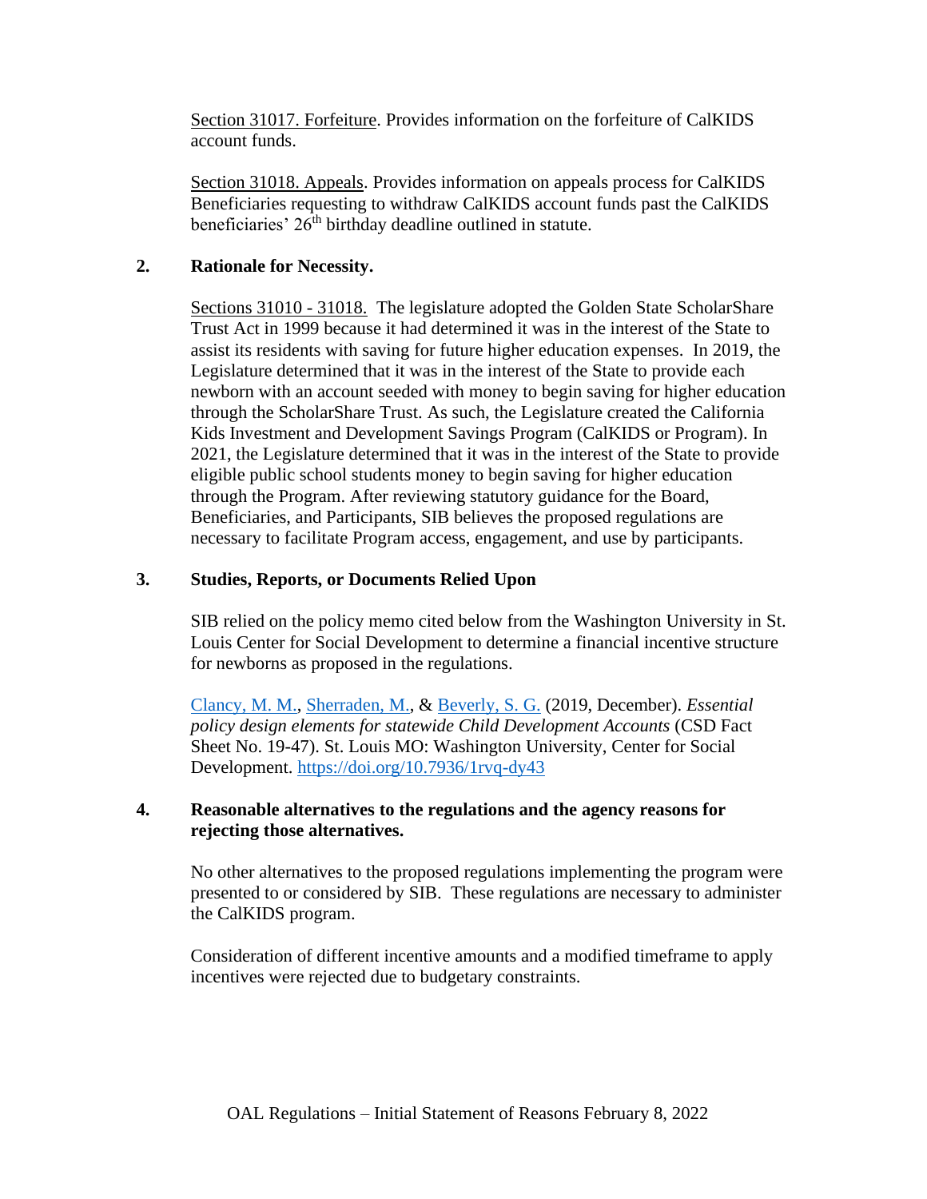Section 31017. Forfeiture. Provides information on the forfeiture of CalKIDS account funds.

Section 31018. Appeals. Provides information on appeals process for CalKIDS Beneficiaries requesting to withdraw CalKIDS account funds past the CalKIDS beneficiaries' 26th birthday deadline outlined in statute.

**2. Rationale for Necessity.**

Sections 31010 - 31018. The legislature adopted the Golden State ScholarShare Trust Act in 1999 because it had determined it was in the interest of the State to assist its residents with saving for future higher education expenses. In 2019, the Legislature determined that it was in the interest of the State to provide each newborn with an account seeded with money to begin saving for higher education through the ScholarShare Trust. As such, the Legislature created the California Kids Investment and Development Savings Program (CalKIDS or Program). In 2021, the Legislature determined that it was in the interest of the State to provide eligible public school students money to begin saving for higher education through the Program. After reviewing statutory guidance for the Board, Beneficiaries, and Participants, SIB believes the proposed regulations are necessary to facilitate Program access, engagement, and use by participants.

**3. Studies, Reports, or Documents Relied Upon**

SIB relied on the policy memo cited below from the Washington University in St. Louis Center for Social Development to determine a financial incentive structure for newborns as proposed in the regulations.

Clancy, M. M., Sherraden, M., & Beverly, S. G. (2019, December). *Essential policy design elements for statewide Child Development Accounts* (CSD Fact Sheet No. 19-47). St. Louis MO: Washington University, Center for Social Development. https://doi.org/10.7936/1rvq-dy43

**4. Reasonable alternatives to the regulations and the agency reasons for rejecting those alternatives.**

No other alternatives to the proposed regulations implementing the program were presented to or considered by SIB. These regulations are necessary to administer the CalKIDS program.

Consideration of different incentive amounts and a modified timeframe to apply incentives were rejected due to budgetary constraints.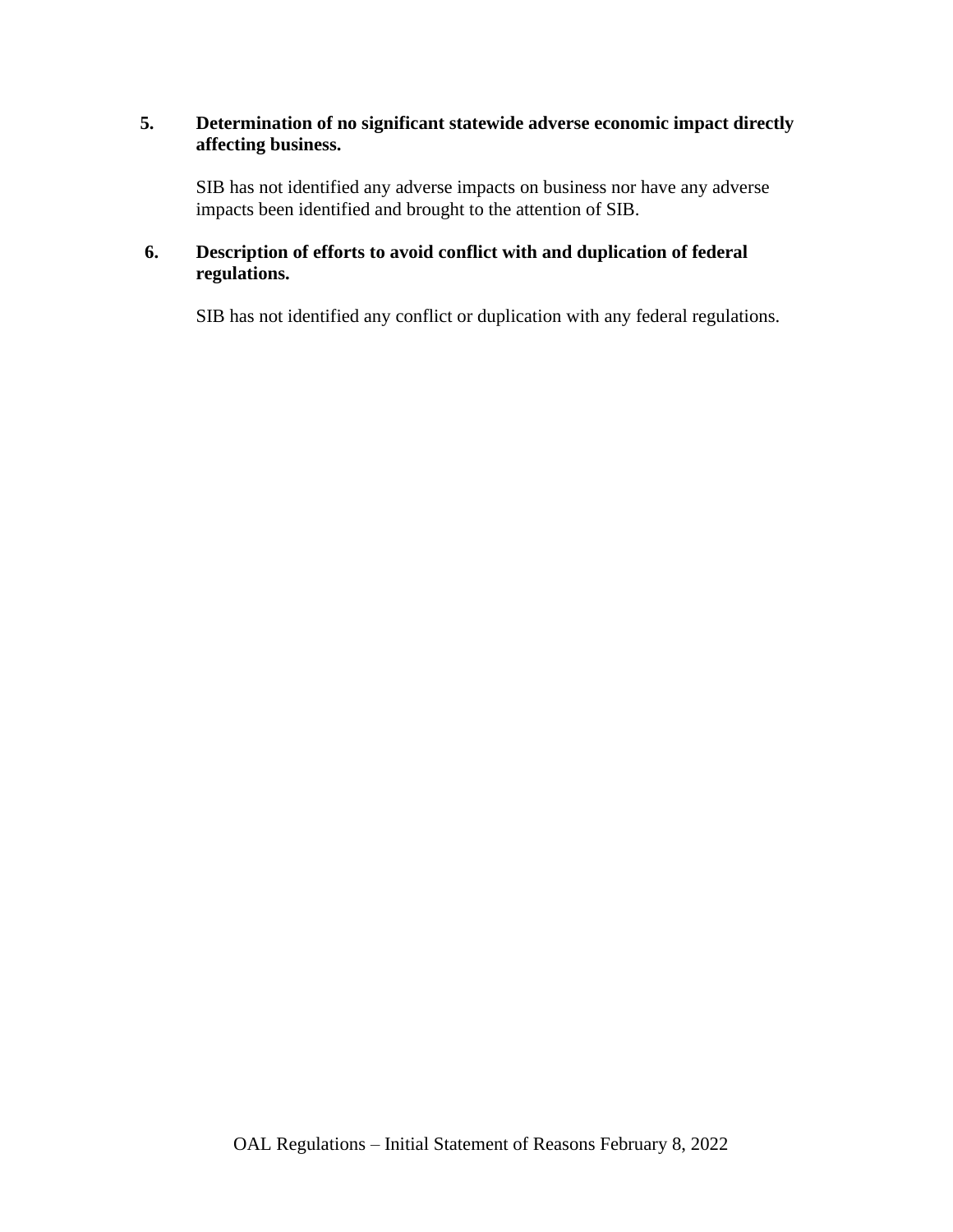**5. Determination of no significant statewide adverse economic impact directly affecting business.**

SIB has not identified any adverse impacts on business nor have any adverse impacts been identified and brought to the attention of SIB.

**6. Description of efforts to avoid conflict with and duplication of federal regulations.**

SIB has not identified any conflict or duplication with any federal regulations.